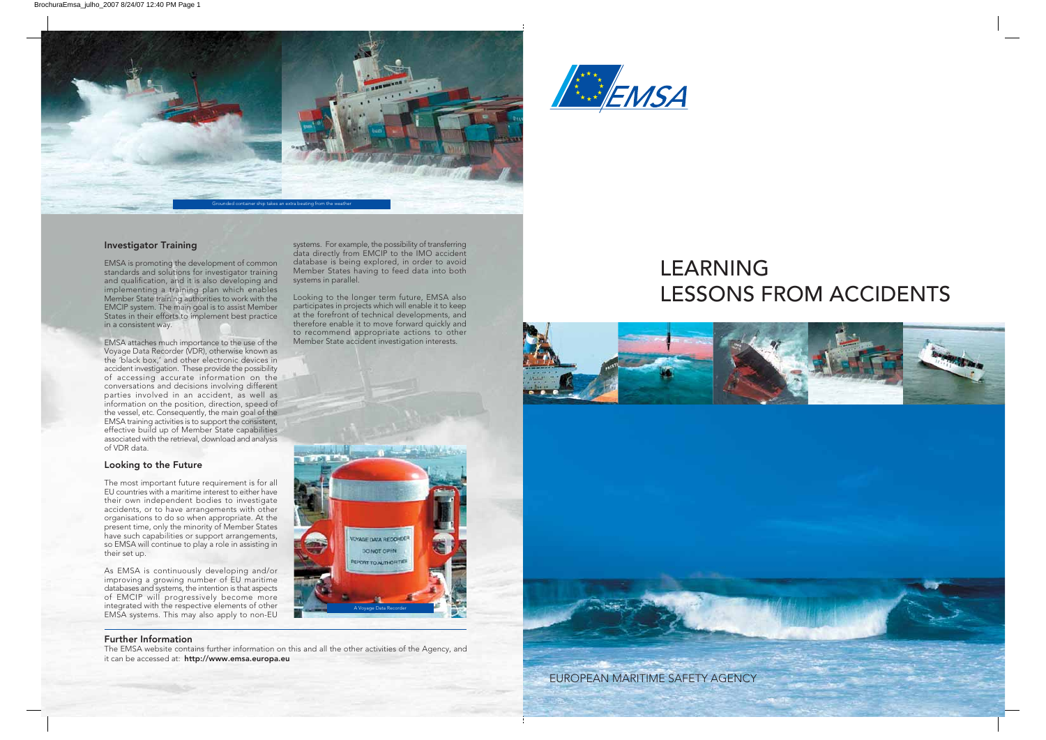Grounded container ship takes an extra beating from the weather

## Investigator Training

EMSA is promoting the development of common standards and solutions for investigator training and qualification, and it is also developing and implementing a training plan which enables Member State training authorities to work with the EMCIP system. The main goal is to assist Member States in their efforts to implement best practice in a consistent way.

EMSA attaches much importance to the use of the Voyage Data Recorder (VDR), otherwise known as the 'black box,' and other electronic devices in accident investigation. These provide the possibility of accessing accurate information on the conversations and decisions involving different parties involved in an accident, as well as information on the position, direction, speed of the vessel, etc. Consequently, the main goal of the EMSA training activities is to support the consistent, effective build up of Member State capabilities associated with the retrieval, download and analysis of VDR data.

## Looking to the Future

The most important future requirement is for all EU countries with a maritime interest to either have their own independent bodies to investigate accidents, or to have arrangements with other organisations to do so when appropriate. At the present time, only the minority of Member States have such capabilities or support arrangements, so EMSA will continue to play a role in assisting in their set up.

As EMSA is continuously developing and/or improving a growing number of EU maritime databases and systems, the intention is that aspects of EMCIP will progressively become more integrated with the respective elements of other EMSA systems. This may also apply to non-EU systems. For example, the possibility of transferring data directly from EMCIP to the IMO accident database is being explored, in order to avoid Member States having to feed data into both systems in parallel.

Looking to the longer term future, EMSA also participates in projects which will enable it to keep at the forefront of technical developments, and therefore enable it to move forward quickly and to recommend appropriate actions to other Member State accident investigation interests.

A Voyage Data Recorder

## Further Information

The EMSA website contains further information on this and all the other activities of the Agency, and it can be accessed at: **http://www.emsa.europa.eu**

EMSA

# LEARNING LESSONS FROM ACCIDENTS

EUROPEAN MARITIME SAFETY AGENCY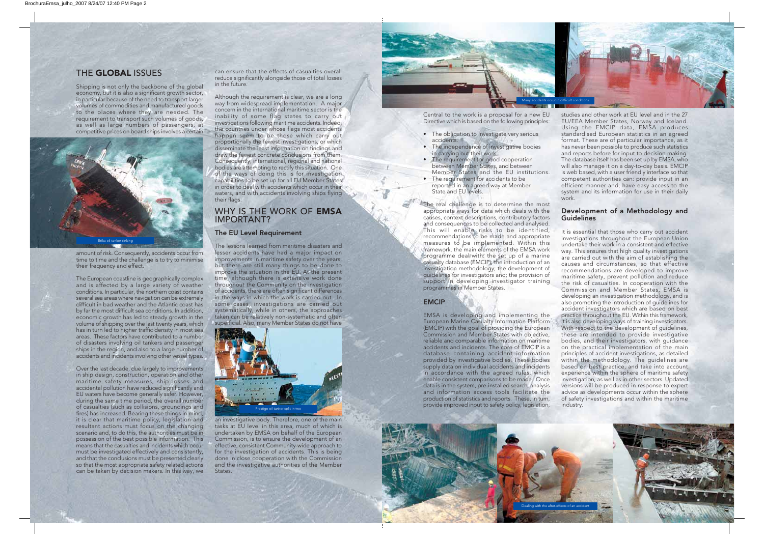## THE **GLOBAL** ISSUES

Shipping is not only the backbone of the global economy, but it is also a significant growth sector, in particular because of the need to transport larger volumes of commodities and manufactured goods to the places where they are needed. The requirement to transport such volumes of goods, as well as large numbers of passengers, at competitive prices on board ships involves a certain amount of risk. Consequently, accidents occur from time to time and the challenge is to try to minimise their frequency and effect.

Erika oil tanker sinking

The European coastline is geographically complex and is affected by a large variety of weather conditions. In particular, the northern coast contains several sea areas where navigation can be extremely difficult in bad weather and the Atlantic coast has by far the most difficult sea conditions. In addition, economic growth has led to steady growth in the volume of shipping over the last twenty years, which has in turn led to higher traffic density in most sea areas. These factors have contributed to a number of disasters involving oil tankers and passenger ships in the region, and also to a large number of accidents and incidents involving other vessel types.

Over the last decade, due largely to improvements in ship design, construction, operation and other maritime safety measures, ship losses and accidental pollution have reduced significantly and EU waters have become generally safer. However, during the same time period, the overall number of casualties (such as collisions, groundings and fires) has increased. Bearing these things in mind, it is clear that maritime policy, legislation and resultant actions must focus on the changing scenario and, to do this, the authorities must be in possession of the best possible information. This means that the casualties and incidents which occur must be investigated effectively and consistently, and that the conclusions must be presented clearly so that the most appropriate safety related actions can be taken by decision makers. In this way, we can ensure that the effects of casualties overall reduce significantly alongside those of total losses in the future.

Although the requirement is clear, we are a long way from widespread implementation. A major concern in the international maritime sector is the inability of some flag states to carry out investigations following maritime accidents. Indeed, the countries under whose flags most accidents happen seem to be those which carry out proportionally the fewest investigations, or which disseminate the least information on findings and draw the fewest concrete conclusions from them. Consequently, international, regional and national bodies are attempting to rectify this situation. One of the ways of doing this is for investigation capabilities to be set up for all EU Member States in order to deal with accidents which occur in their waters, and with accidents involving ships flying their flags.

## WHY IS THE WORK OF **EMSA** IMPORTANT?

### The EU Level Requirement

The lessons learned from maritime disasters and lesser accidents have had a major impact on improvements in maritime safety over the years, but there are still many things to be done to improve the situation in the EU. At the present time, although there is extensive work done throughout the Community on the investigation of accidents, there are often significant differences in the ways in which the work is carried out. In some cases, investigations are carried out systematically, while in others, the approaches taken can be relatively non-systematic and often superficial. Also, many Member States do not have an investigative body. Therefore, one of the main tasks at EU level in this area, much of which is undertaken by EMSA on behalf of the European Commission, is to ensure the development of an effective, consistent Community-wide approach to for the investigation of accidents. This is being done in close cooperation with the Commission and the investigative authorities of the Member States.

Prestige oil tanker split in two

Many accidents occur in difficult conditions

Central to the work is a proposal for a new EU Directive which is based on the following principles:

- The obligation to investigate very serious accidents.
- The independence of investigative bodies in carrying out their work.
- The requirement for good cooperation between Member States, and between Member States and the EU institutions.
- The requirement for accidents to be reported in an agreed way at Member State and EU levels.

The real challenge is to determine the most appropriate ways for data which deals with the causes, context descriptions, contributory factors and consequences to be collected and analysed. This will enable risks to be identified, recommendations to be made and appropriate measures to be implemented. Within this framework, the main elements of the EMSA work programme deal with: the set up of a marine casualty database (EMCIP); the introduction of an investigation methodology; the development of guidelines for investigators and; the provision of support in developing investigator training programmes in Member States.

### EMCIP

EMSA is developing and implementing the European Marine Casualty Information Platform (EMCIP) with the goal of providing the European Commission and Member States with objective, reliable and comparable information on maritime accidents and incidents. The core of EMCIP is a database containing accident information provided by investigative bodies. These bodies supply data on individual accidents and incidents in accordance with the agreed rules, which enable consistent comparisons to be made. Once data is in the system, pre-installed search, analysis and information access tools facilitate the production of statistics and reports. These, in turn, provide improved input to safety policy, legislation, studies and other work at EU level and in the 27 EU/EEA Member States, Norway and Iceland. Using the EMCIP data, EMSA produces standardised European statistics in an agreed format. These are of particular importance, as it has never been possible to produce such statistics and reports before for input to decision making. The database itself has been set up by EMSA, who will also manage it on a day-to-day basis. EMCIP is web based, with a user friendly interface so that competent authorities can: provide input in an efficient manner and; have easy access to the system and its information for use in their daily work.

### Development of a Methodology and Guidelines

It is essential that those who carry out accident investigations throughout the European Union undertake their work in a consistent and effective way. This ensures that high quality investigations are carried out with the aim of establishing the causes and circumstances, so that effective recommendations are developed to improve maritime safety, prevent pollution and reduce the risk of casualties. In cooperation with the Commission and Member States, EMSA is developing an investigation methodology, and is also promoting the introduction of guidelines for accident investigators which are based on best practice throughout the EU. Within this framework, it is also developing ways of training investigators. With respect to the development of guidelines, these are intended to provide investigative bodies, and their investigators, with guidance on the practical implementation of the main principles of accident investigations, as detailed within the methodology. The guidelines are based on best practice, and take into account experience within the sphere of maritime safety investigation, as well as in other sectors. Updated versions will be produced in response to expert advice as developments occur within the sphere of safety investigations and within the maritime industry.

Dealing with the after-effects of an accident